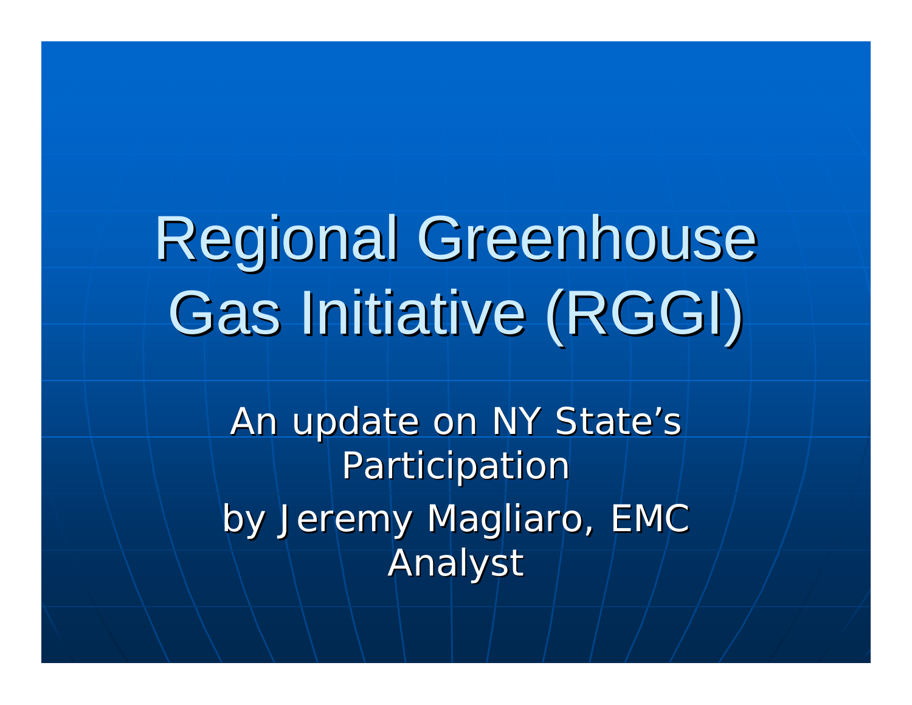# Regional Greenhouse Gas Initiative (RGGI)

An update on NY State's Participation

by Jeremy Magliaro, EMC Analyst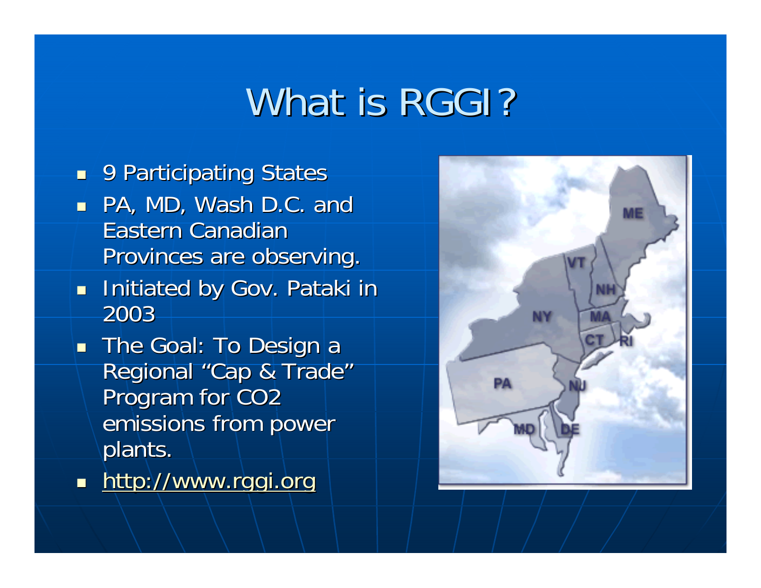# What is RGGI?

- 9 Participating States
- PA, MD, Wash D.C. and Eastern Canadian Provinces are observing.
- Initiated by Gov. Pataki in 2003
- The Goal: To Design a Regional "Cap & Trade" Program for $CO_2$ emissions from power plants.
- http://www.rggi.org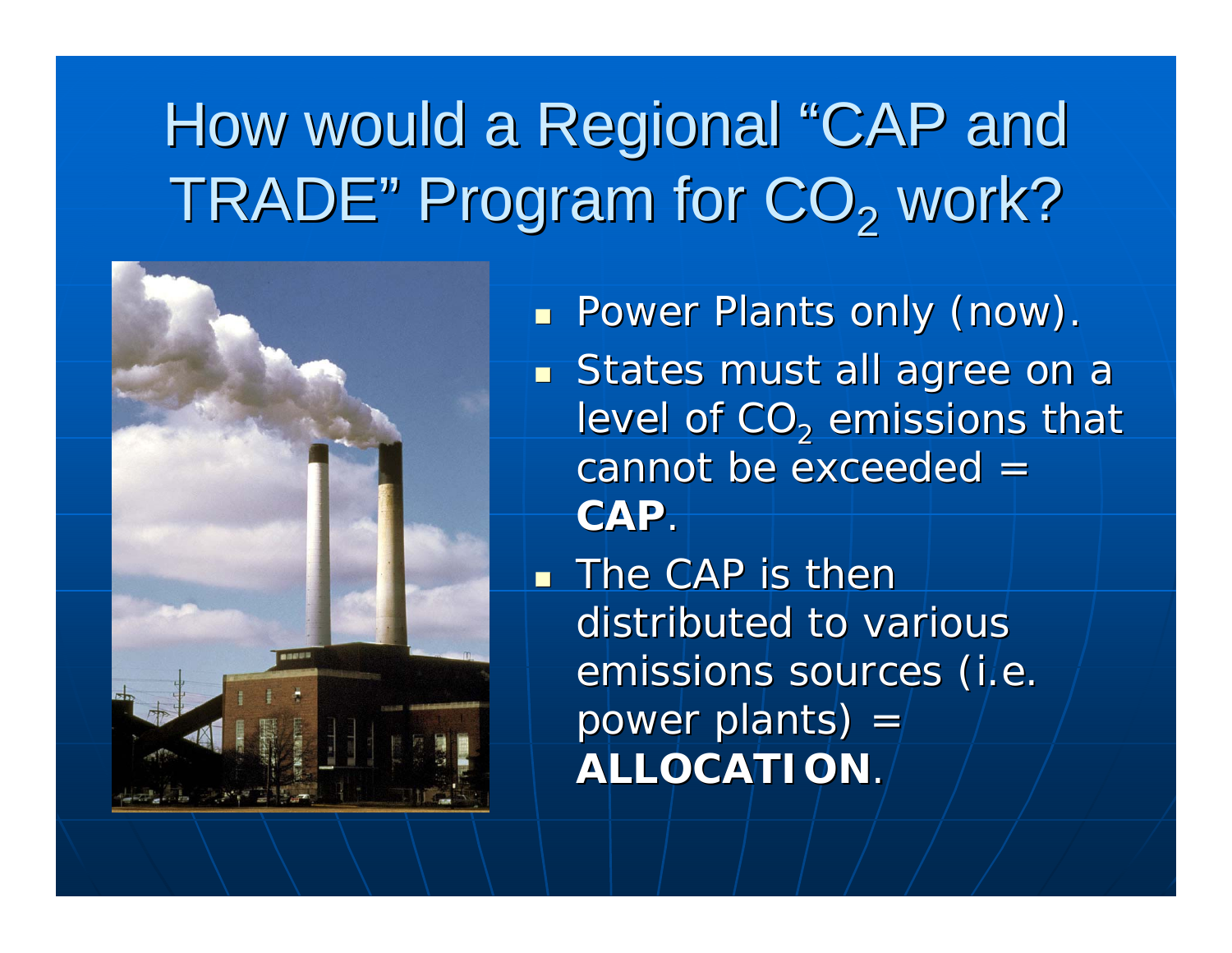# How would a Regional "CAP and TRADE" Program for $CO_2$ work?

- Power Plants only (now).
- States must all agree on a level of $CO_2$ emissions that cannot be exceeded = **CAP**.
- The CAP is then distributed to various emissions sources (i.e. power plants) = **ALLOCATION**.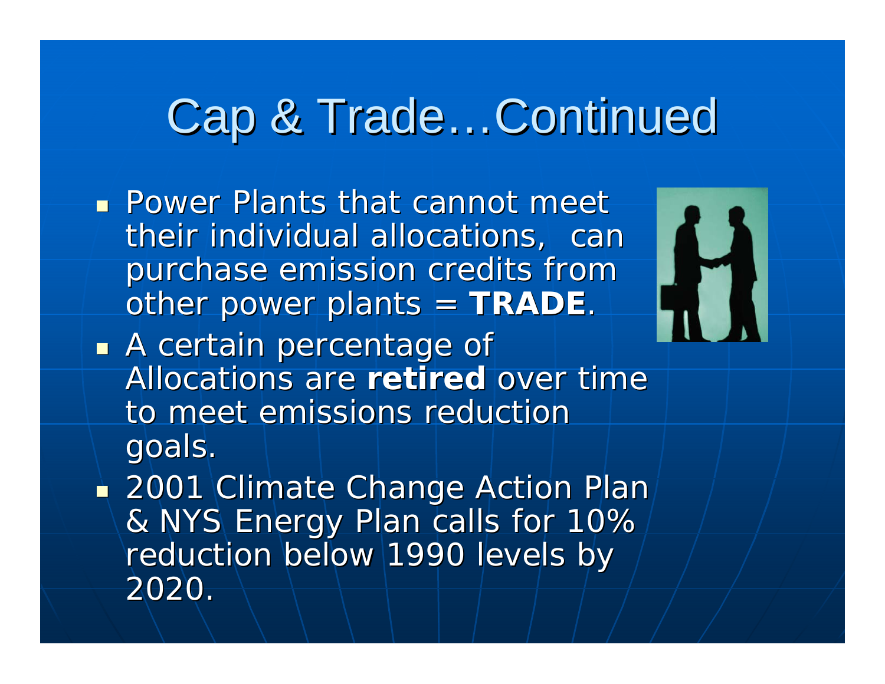# Cap & Trade…Continued

- Power Plants that cannot meet their individual allocations, can purchase emission credits from other power plants = **TRADE**.
- A certain percentage of Allocations are **retired** over time to meet emissions reduction goals.
- 2001 Climate Change Action Plan & NYS Energy Plan calls for 10% reduction below 1990 levels by 2020.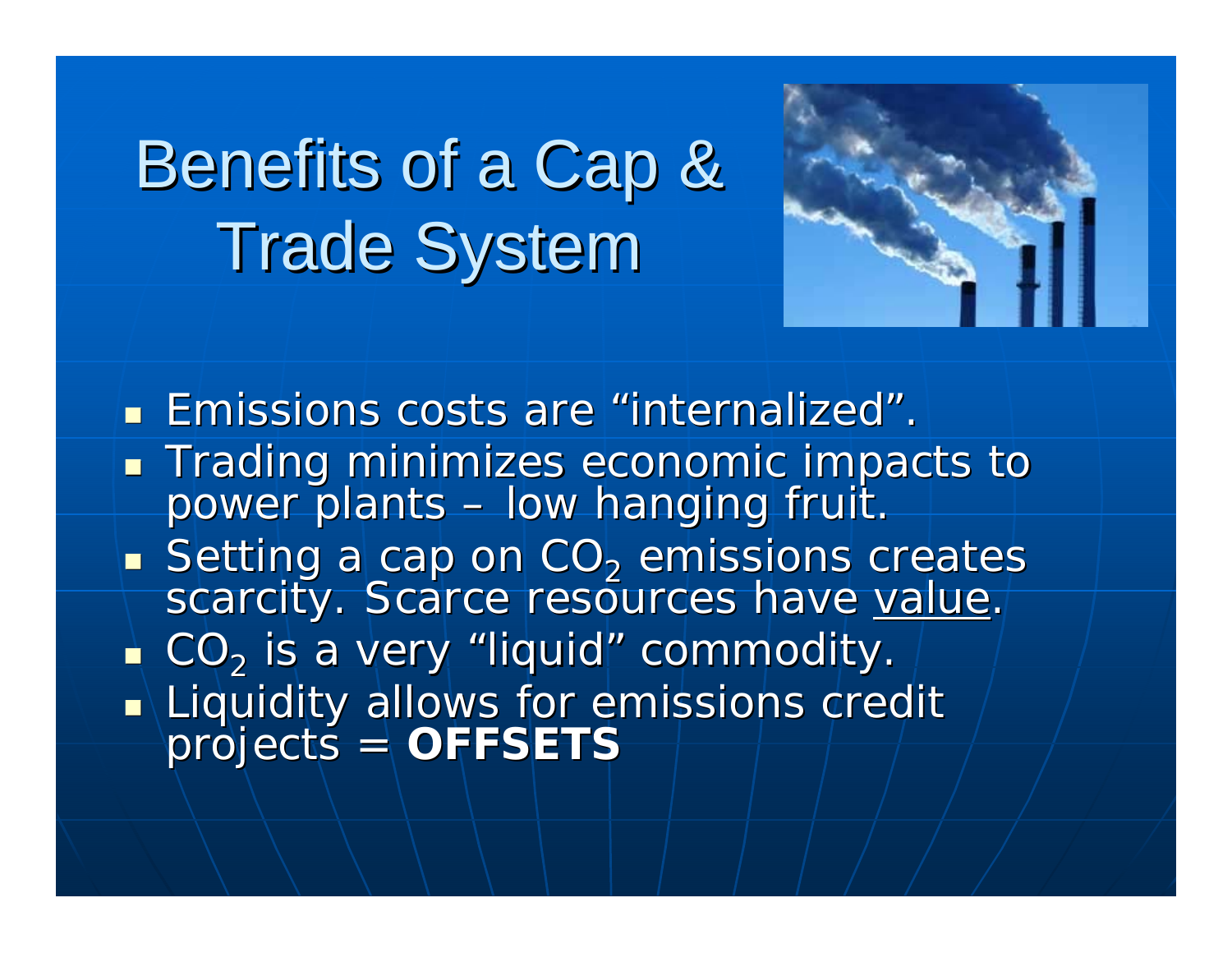# Benefits of a Cap & Trade System

- Emissions costs are "internalized".
- Trading minimizes economic impacts to power plants – low hanging fruit.
- Setting a cap on $CO_2$ emissions creates scarcity. Scarce resources have value.
- $CO_2$ is a very "liquid" commodity.
- Liquidity allows for emissions credit projects = **OFFSETS**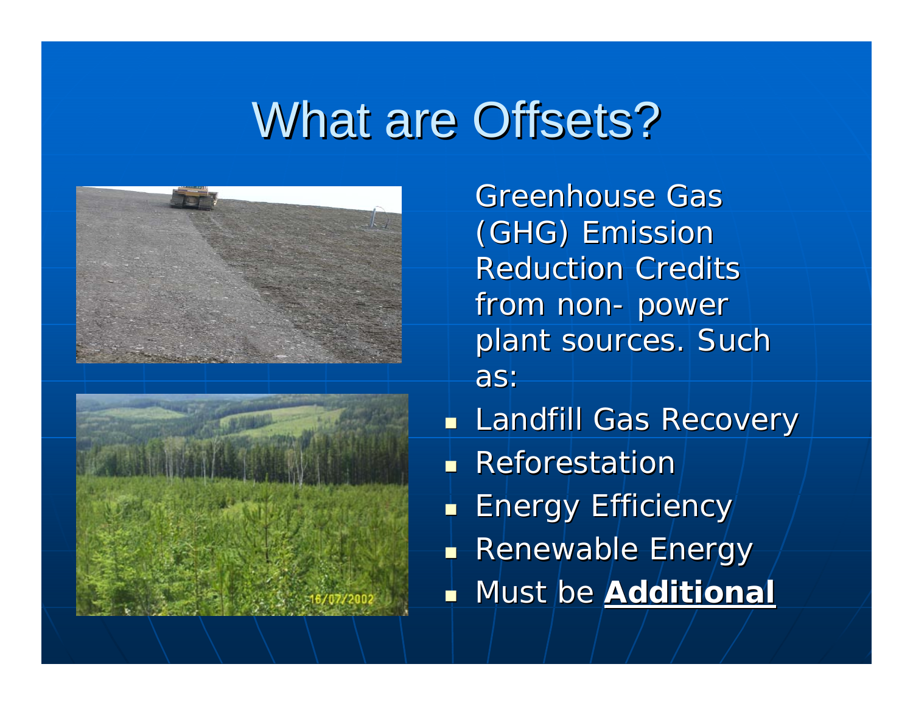# What are Offsets?

Greenhouse Gas (GHG) Emission Reduction Credits from non- power plant sources. Such as:

- Landfill Gas Recovery
- Reforestation
- Energy Efficiency
- Renewable Energy
- Must be **Additional**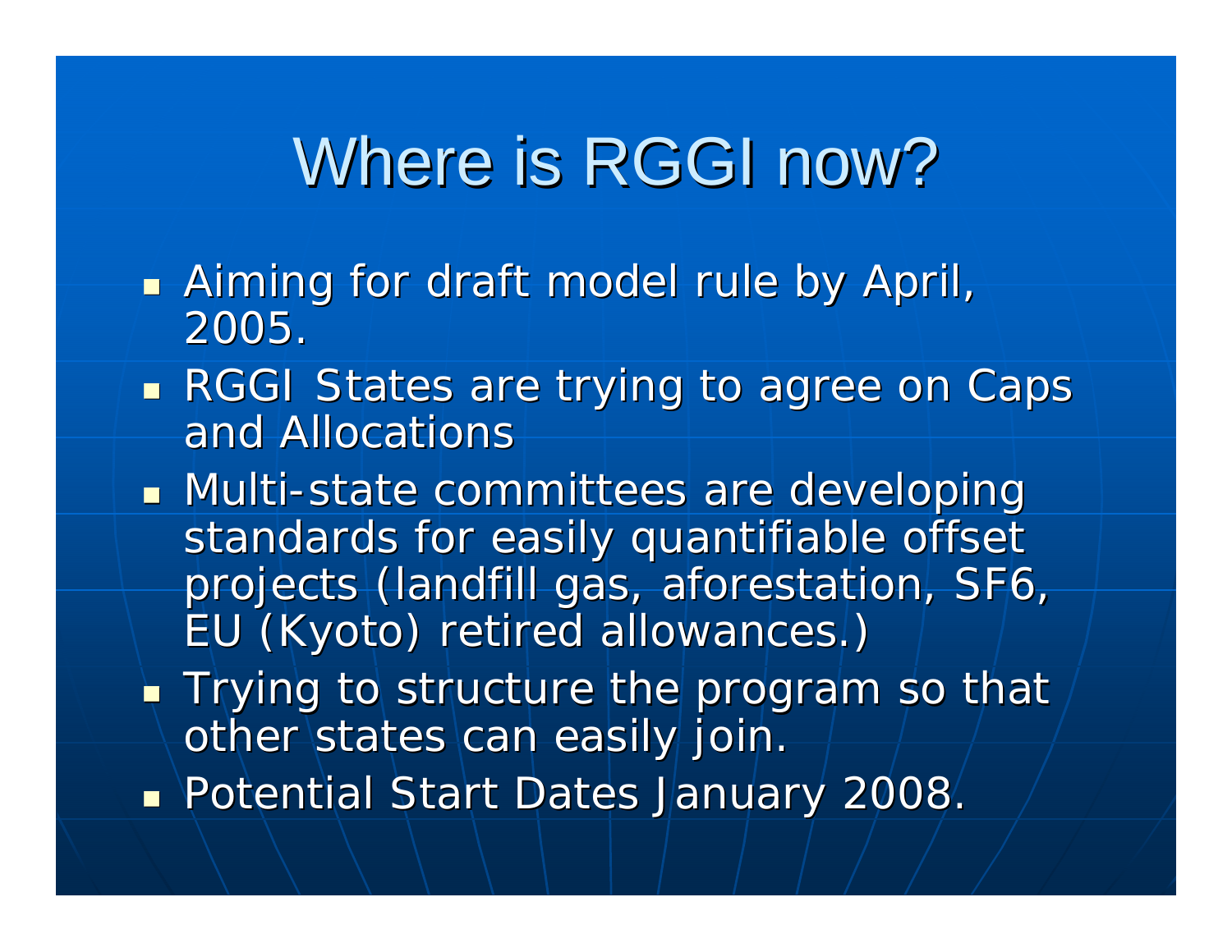# Where is RGGI now?

- Aiming for draft model rule by April, 2005.
- RGGI States are trying to agree on Caps and Allocations
- Multi-state committees are developing standards for easily quantifiable offset projects (landfill gas, aforestation, SF6, EU (Kyoto) retired allowances.)
- Trying to structure the program so that other states can easily join.
- Potential Start Dates January 2008.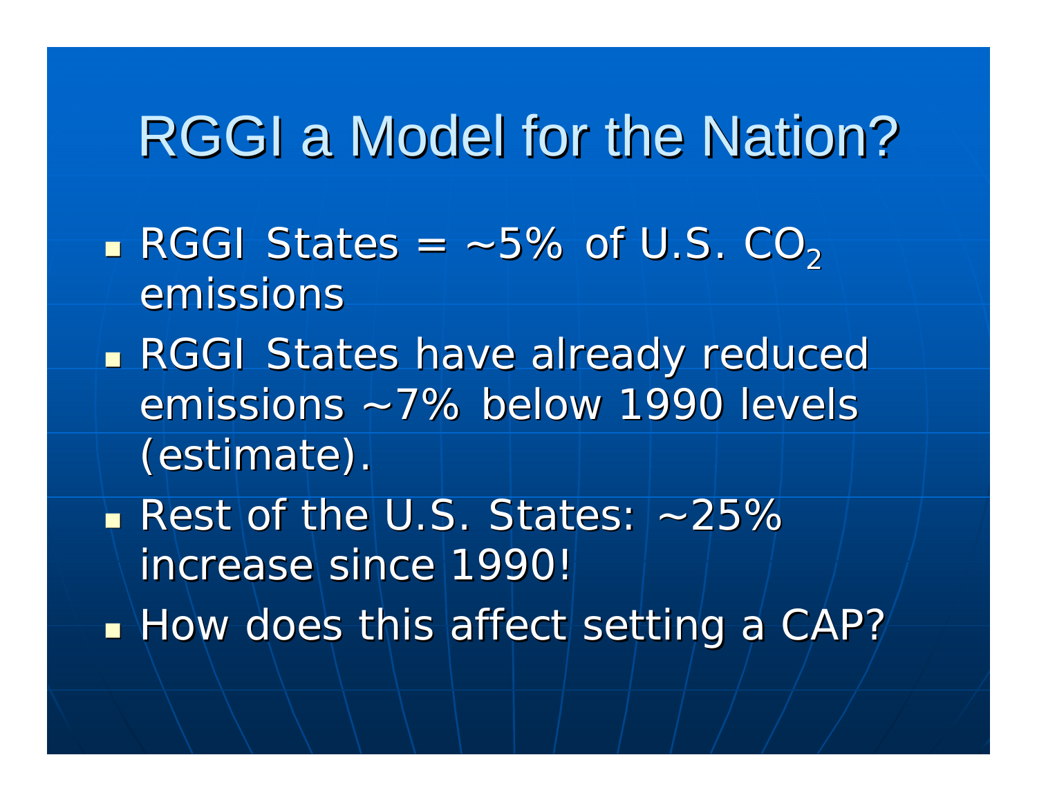# RGGI a Model for the Nation?

- RGGI States = ~5% of U.S. $CO_2$ emissions
- RGGI States have already reduced emissions ~7% below 1990 levels (estimate).
- Rest of the U.S. States: ~25% increase since 1990!
- How does this affect setting a CAP?